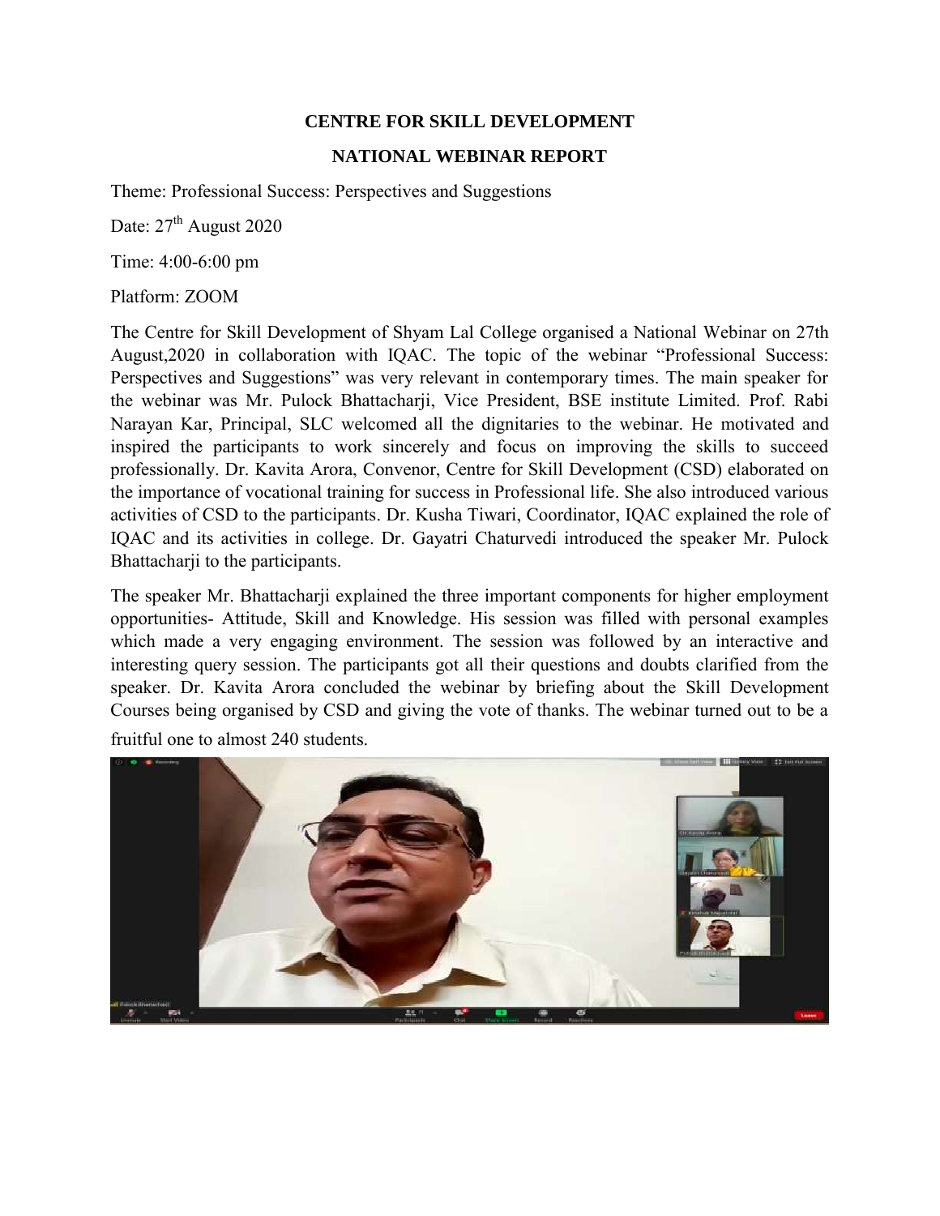**CENTRE FOR SKILL DEVELOPMENT**

**NATIONAL WEBINAR REPORT**

Theme: Professional Success: Perspectives and Suggestions

Date: 27th August 2020

Time: 4:00-6:00 pm

Platform: ZOOM

The Centre for Skill Development of Shyam Lal College organised a National Webinar on 27th August,2020 in collaboration with IQAC. The topic of the webinar "Professional Success: Perspectives and Suggestions" was very relevant in contemporary times. The main speaker for the webinar was Mr. Pulock Bhattacharji, Vice President, BSE institute Limited. Prof. Rabi Narayan Kar, Principal, SLC welcomed all the dignitaries to the webinar. He motivated and inspired the participants to work sincerely and focus on improving the skills to succeed professionally. Dr. Kavita Arora, Convenor, Centre for Skill Development (CSD) elaborated on the importance of vocational training for success in Professional life. She also introduced various activities of CSD to the participants. Dr. Kusha Tiwari, Coordinator, IQAC explained the role of IQAC and its activities in college. Dr. Gayatri Chaturvedi introduced the speaker Mr. Pulock Bhattacharji to the participants.

The speaker Mr. Bhattacharji explained the three important components for higher employment opportunities- Attitude, Skill and Knowledge. His session was filled with personal examples which made a very engaging environment. The session was followed by an interactive and interesting query session. The participants got all their questions and doubts clarified from the speaker. Dr. Kavita Arora concluded the webinar by briefing about the Skill Development Courses being organised by CSD and giving the vote of thanks. The webinar turned out to be a fruitful one to almost 240 students.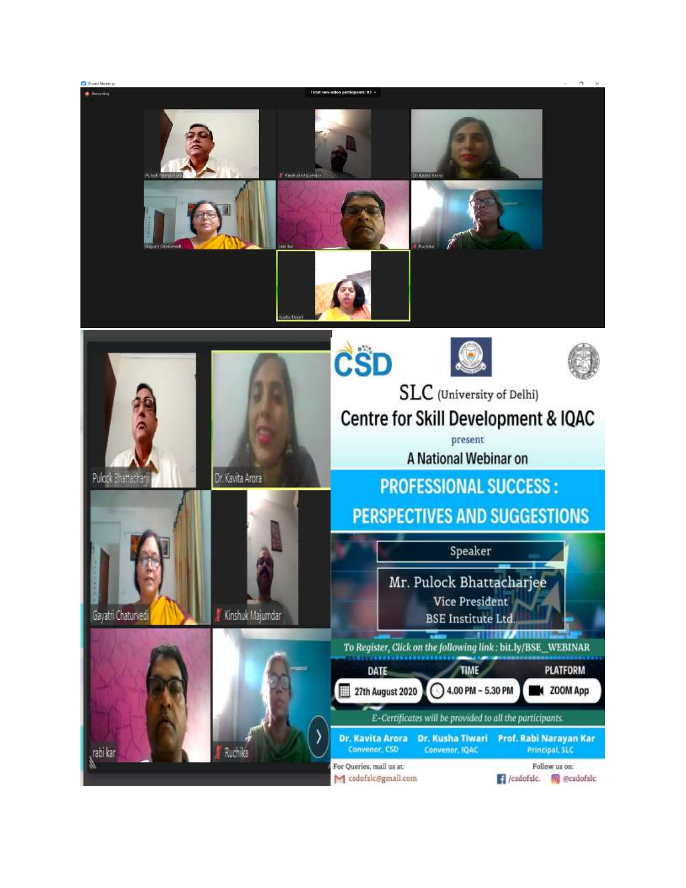Zoom Meeting

Recording

Total non-video participants: 93

Pulock Bhattacharji

Kinshuk Majumdar

Dr. Kavita Arora

Gayatri Chaturvedi

rabi kar

Ruchika

Kusha Tiwari

Pulock Bhattacharji

Dr. Kavita Arora

Gayatri Chaturvedi

Kinshuk Majumdar

rabi kar

Ruchika

CSD

SLC (University of Delhi)

Centre for Skill Development & IQAC

present

A National Webinar on

PROFESSIONAL SUCCESS : PERSPECTIVES AND SUGGESTIONS

Speaker

Mr. Pulock Bhattacharjee
Vice President
BSE Institute Ltd.

To Register, Click on the following link : bit.ly/BSE_WEBINAR

DATE: 27th August 2020

TIME: 4.00 PM – 5.30 PM

PLATFORM: ZOOM App

E-Certificates will be provided to all the participants.

Dr. Kavita Arora, Convenor, CSD

Dr. Kusha Tiwari, Convenor, IQAC

Prof. Rabi Narayan Kar, Principal, SLC

For Queries, mail us at: csdofslc@gmail.com

Follow us on: /csdofslc. @csdofslc